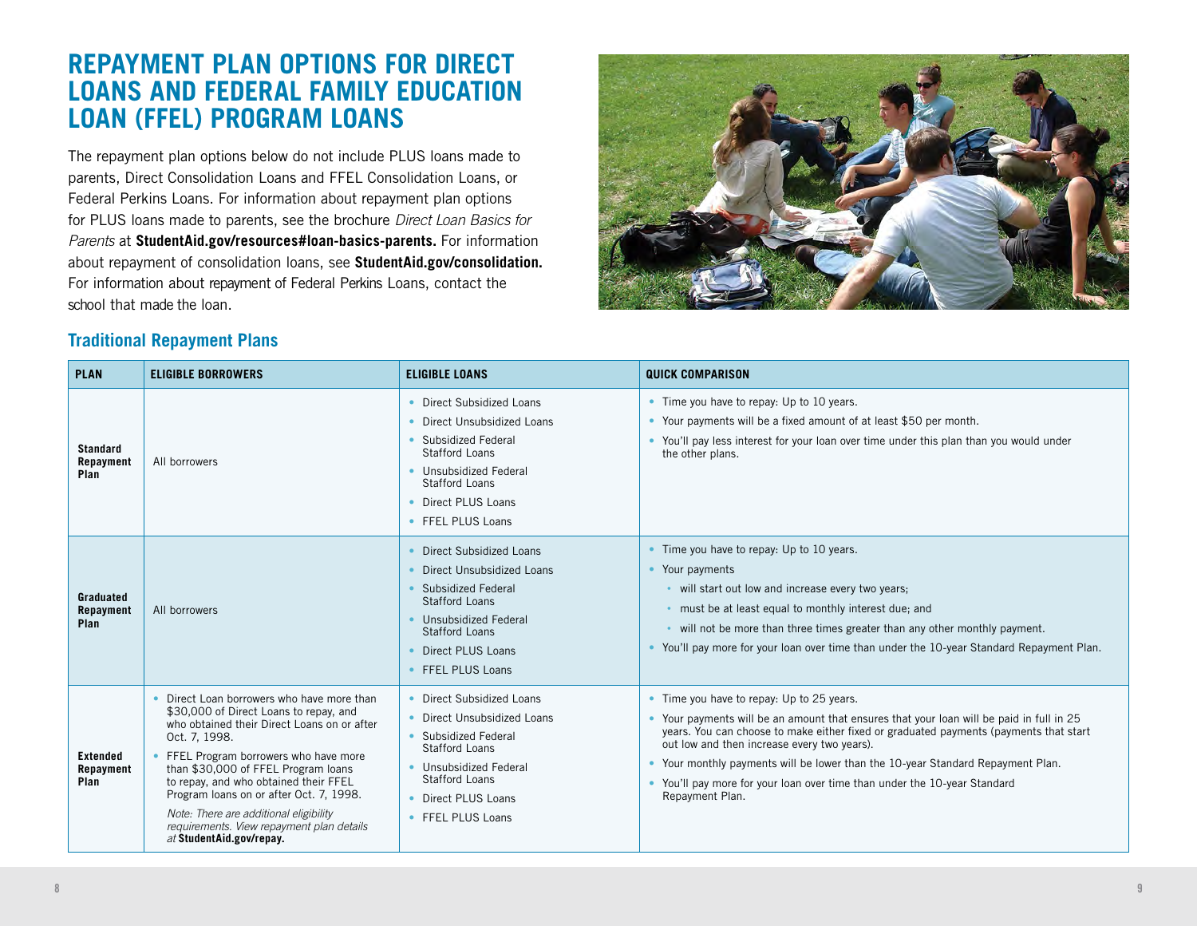# REPAYMENT PLAN OPTIONS FOR DIRECT LOANS AND FEDERAL FAMILY EDUCATION LOAN (FFEL) PROGRAM LOANS

The repayment plan options below do not include PLUS loans made to parents, Direct Consolidation Loans and FFEL Consolidation Loans, or Federal Perkins Loans. For information about repayment plan options for PLUS loans made to parents, see the brochure *Direct Loan Basics for Parents* at **StudentAid.gov/resources#loan-basics-parents.** For information about repayment of consolidation loans, see **StudentAid.gov/consolidation.** For information about repayment of Federal Perkins Loans, contact the school that made the loan.

## Traditional Repayment Plans

| PLAN | ELIGIBLE BORROWERS | ELIGIBLE LOANS | QUICK COMPARISON |
|---|---|---|---|
| **Standard Repayment Plan** | All borrowers | • Direct Subsidized Loans<br>• Direct Unsubsidized Loans<br>• Subsidized Federal Stafford Loans<br>• Unsubsidized Federal Stafford Loans<br>• Direct PLUS Loans<br>• FFEL PLUS Loans | • Time you have to repay: Up to 10 years.<br>• Your payments will be a fixed amount of at least $50 per month.<br>• You'll pay less interest for your loan over time under this plan than you would under the other plans. |
| **Graduated Repayment Plan** | All borrowers | • Direct Subsidized Loans<br>• Direct Unsubsidized Loans<br>• Subsidized Federal Stafford Loans<br>• Unsubsidized Federal Stafford Loans<br>• Direct PLUS Loans<br>• FFEL PLUS Loans | • Time you have to repay: Up to 10 years.<br>• Your payments<br>&nbsp;&nbsp;◦ will start out low and increase every two years;<br>&nbsp;&nbsp;◦ must be at least equal to monthly interest due; and<br>&nbsp;&nbsp;◦ will not be more than three times greater than any other monthly payment.<br>• You'll pay more for your loan over time than under the 10-year Standard Repayment Plan. |
| **Extended Repayment Plan** | • Direct Loan borrowers who have more than $30,000 of Direct Loans to repay, and who obtained their Direct Loans on or after Oct. 7, 1998.<br>• FFEL Program borrowers who have more than $30,000 of FFEL Program loans to repay, and who obtained their FFEL Program loans on or after Oct. 7, 1998.<br>*Note: There are additional eligibility requirements. View repayment plan details at* **StudentAid.gov/repay.** | • Direct Subsidized Loans<br>• Direct Unsubsidized Loans<br>• Subsidized Federal Stafford Loans<br>• Unsubsidized Federal Stafford Loans<br>• Direct PLUS Loans<br>• FFEL PLUS Loans | • Time you have to repay: Up to 25 years.<br>• Your payments will be an amount that ensures that your loan will be paid in full in 25 years. You can choose to make either fixed or graduated payments (payments that start out low and then increase every two years).<br>• Your monthly payments will be lower than the 10-year Standard Repayment Plan.<br>• You'll pay more for your loan over time than under the 10-year Standard Repayment Plan. |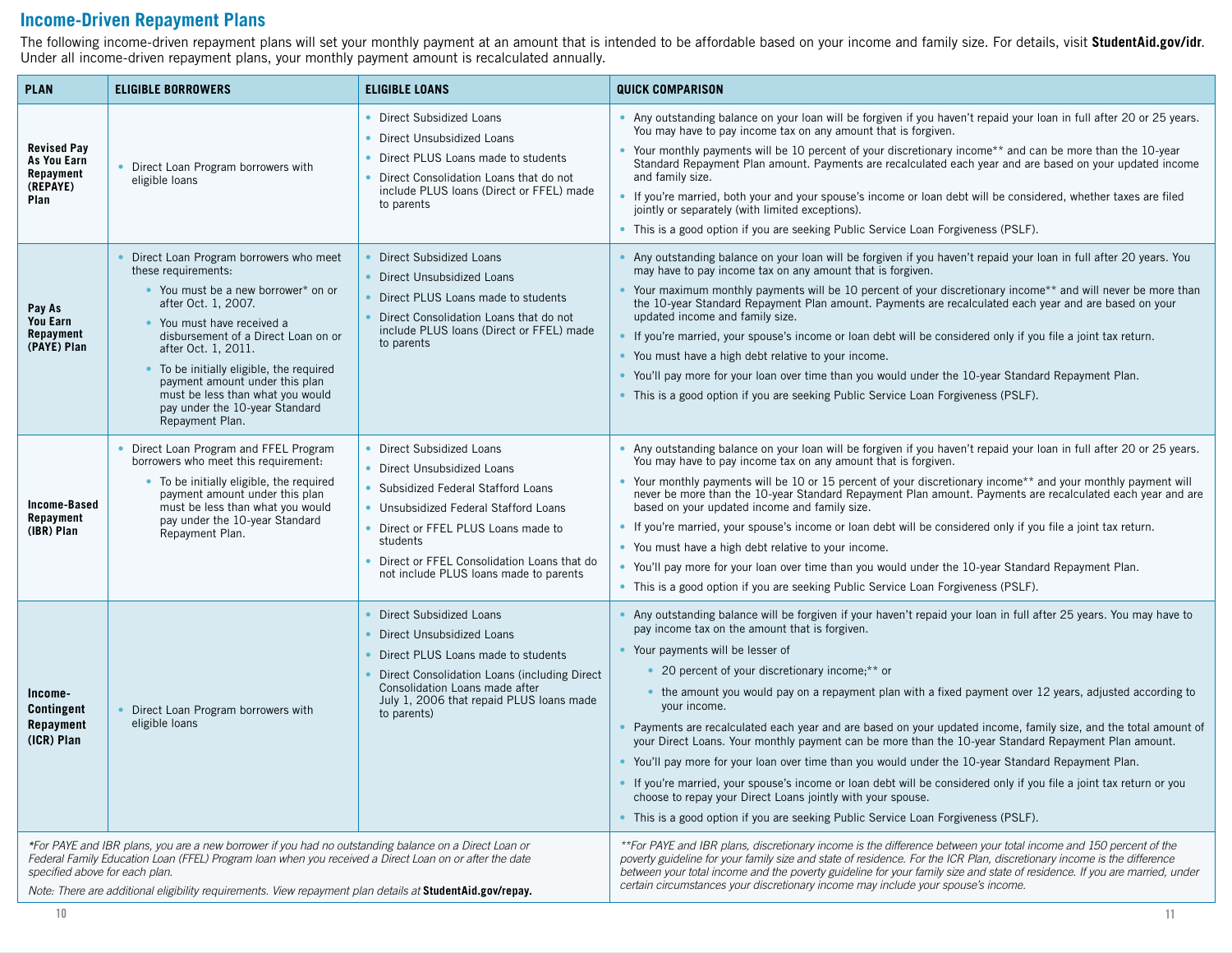## Income-Driven Repayment Plans

The following income-driven repayment plans will set your monthly payment at an amount that is intended to be affordable based on your income and family size. For details, visit **StudentAid.gov/idr**. Under all income-driven repayment plans, your monthly payment amount is recalculated annually.

| PLAN | ELIGIBLE BORROWERS | ELIGIBLE LOANS | QUICK COMPARISON |
|---|---|---|---|
| **Revised Pay As You Earn Repayment (REPAYE) Plan** | • Direct Loan Program borrowers with eligible loans | • Direct Subsidized Loans<br>• Direct Unsubsidized Loans<br>• Direct PLUS Loans made to students<br>• Direct Consolidation Loans that do not include PLUS loans (Direct or FFEL) made to parents | • Any outstanding balance on your loan will be forgiven if you haven't repaid your loan in full after 20 or 25 years. You may have to pay income tax on any amount that is forgiven.<br>• Your monthly payments will be 10 percent of your discretionary income** and can be more than the 10-year Standard Repayment Plan amount. Payments are recalculated each year and are based on your updated income and family size.<br>• If you're married, both your and your spouse's income or loan debt will be considered, whether taxes are filed jointly or separately (with limited exceptions).<br>• This is a good option if you are seeking Public Service Loan Forgiveness (PSLF). |
| **Pay As You Earn Repayment (PAYE) Plan** | • Direct Loan Program borrowers who meet these requirements:<br>  ◦ You must be a new borrower* on or after Oct. 1, 2007.<br>  ◦ You must have received a disbursement of a Direct Loan on or after Oct. 1, 2011.<br>  ◦ To be initially eligible, the required payment amount under this plan must be less than what you would pay under the 10-year Standard Repayment Plan. | • Direct Subsidized Loans<br>• Direct Unsubsidized Loans<br>• Direct PLUS Loans made to students<br>• Direct Consolidation Loans that do not include PLUS loans (Direct or FFEL) made to parents | • Any outstanding balance on your loan will be forgiven if you haven't repaid your loan in full after 20 years. You may have to pay income tax on any amount that is forgiven.<br>• Your maximum monthly payments will be 10 percent of your discretionary income** and will never be more than the 10-year Standard Repayment Plan amount. Payments are recalculated each year and are based on your updated income and family size.<br>• If you're married, your spouse's income or loan debt will be considered only if you file a joint tax return.<br>• You must have a high debt relative to your income.<br>• You'll pay more for your loan over time than you would under the 10-year Standard Repayment Plan.<br>• This is a good option if you are seeking Public Service Loan Forgiveness (PSLF). |
| **Income-Based Repayment (IBR) Plan** | • Direct Loan Program and FFEL Program borrowers who meet this requirement:<br>  ◦ To be initially eligible, the required payment amount under this plan must be less than what you would pay under the 10-year Standard Repayment Plan. | • Direct Subsidized Loans<br>• Direct Unsubsidized Loans<br>• Subsidized Federal Stafford Loans<br>• Unsubsidized Federal Stafford Loans<br>• Direct or FFEL PLUS Loans made to students<br>• Direct or FFEL Consolidation Loans that do not include PLUS loans made to parents | • Any outstanding balance on your loan will be forgiven if you haven't repaid your loan in full after 20 or 25 years. You may have to pay income tax on any amount that is forgiven.<br>• Your monthly payments will be 10 or 15 percent of your discretionary income** and your monthly payment will never be more than the 10-year Standard Repayment Plan amount. Payments are recalculated each year and are based on your updated income and family size.<br>• If you're married, your spouse's income or loan debt will be considered only if you file a joint tax return.<br>• You must have a high debt relative to your income.<br>• You'll pay more for your loan over time than you would under the 10-year Standard Repayment Plan.<br>• This is a good option if you are seeking Public Service Loan Forgiveness (PSLF). |
| **Income-Contingent Repayment (ICR) Plan** | • Direct Loan Program borrowers with eligible loans | • Direct Subsidized Loans<br>• Direct Unsubsidized Loans<br>• Direct PLUS Loans made to students<br>• Direct Consolidation Loans (including Direct Consolidation Loans made after July 1, 2006 that repaid PLUS loans made to parents) | • Any outstanding balance will be forgiven if your haven't repaid your loan in full after 25 years. You may have to pay income tax on the amount that is forgiven.<br>• Your payments will be lesser of<br>  ◦ 20 percent of your discretionary income;** or<br>  ◦ the amount you would pay on a repayment plan with a fixed payment over 12 years, adjusted according to your income.<br>• Payments are recalculated each year and are based on your updated income, family size, and the total amount of your Direct Loans. Your monthly payment can be more than the 10-year Standard Repayment Plan amount.<br>• You'll pay more for your loan over time than you would under the 10-year Standard Repayment Plan.<br>• If you're married, your spouse's income or loan debt will be considered only if you file a joint tax return or you choose to repay your Direct Loans jointly with your spouse.<br>• This is a good option if you are seeking Public Service Loan Forgiveness (PSLF). |

*\*For PAYE and IBR plans, you are a new borrower if you had no outstanding balance on a Direct Loan or Federal Family Education Loan (FFEL) Program loan when you received a Direct Loan on or after the date specified above for each plan.*

*Note: There are additional eligibility requirements. View repayment plan details at* **StudentAid.gov/repay.**

*\*\*For PAYE and IBR plans, discretionary income is the difference between your total income and 150 percent of the poverty guideline for your family size and state of residence. For the ICR Plan, discretionary income is the difference between your total income and the poverty guideline for your family size and state of residence. If you are married, under certain circumstances your discretionary income may include your spouse's income.*